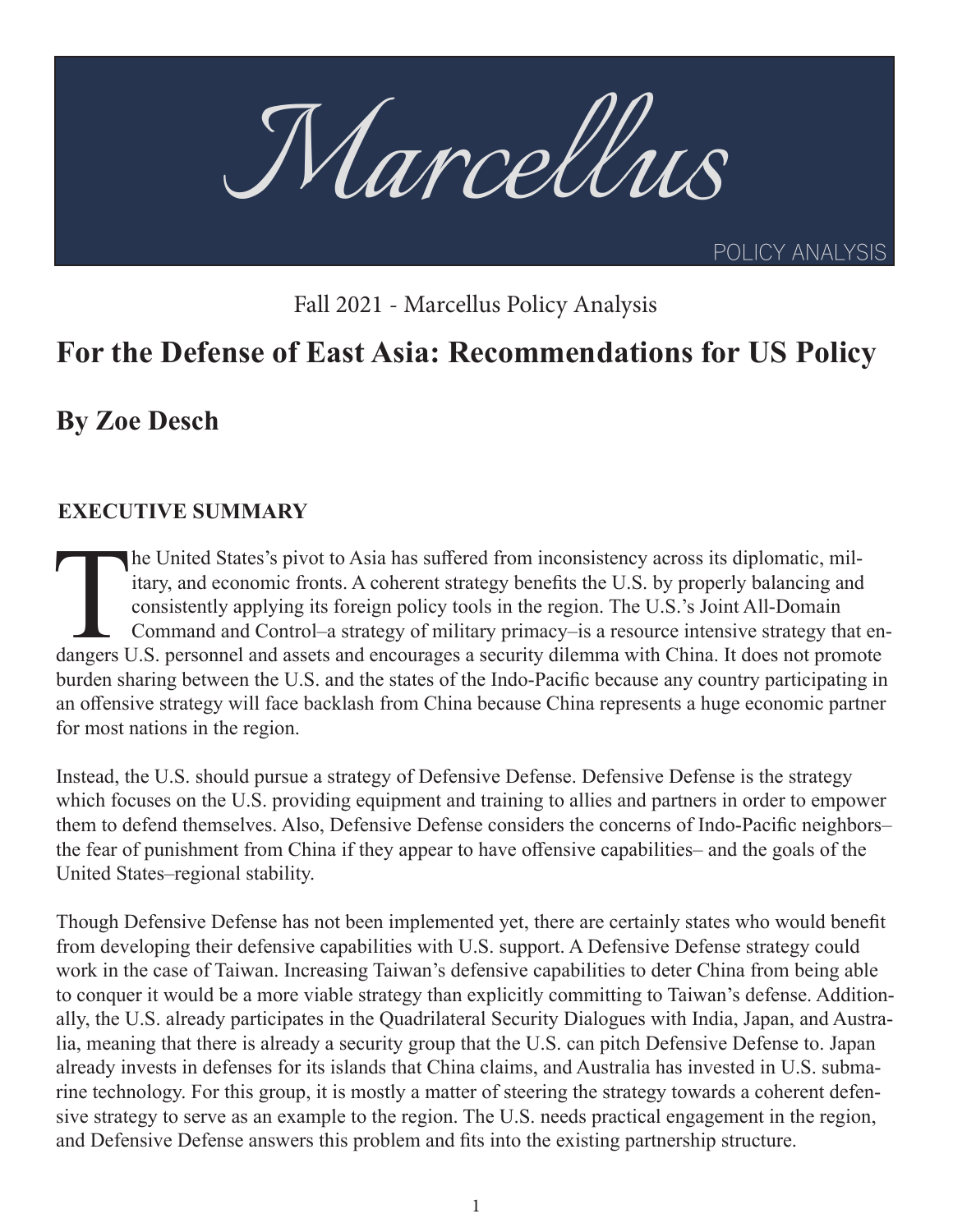# Marcellus

POLICY ANALYSIS

Fall 2021 - Marcellus Policy Analysis

# For the Defense of East Asia: Recommendations for US Policy

## By Zoe Desch

### EXECUTIVE SUMMARY

The United States's pivot to Asia has suffered from inconsistency across its diplomatic, military, and economic fronts. A coherent strategy benefits the U.S. by properly balancing and consistently applying its foreign policy tools in the region. The U.S.'s Joint All-Domain Command and Control–a strategy of military primacy–is a resource intensive strategy that endangers U.S. personnel and assets and encourages a security dilemma with China. It does not promote burden sharing between the U.S. and the states of the Indo-Pacific because any country participating in an offensive strategy will face backlash from China because China represents a huge economic partner for most nations in the region.

Instead, the U.S. should pursue a strategy of Defensive Defense. Defensive Defense is the strategy which focuses on the U.S. providing equipment and training to allies and partners in order to empower them to defend themselves. Also, Defensive Defense considers the concerns of Indo-Pacific neighbors–the fear of punishment from China if they appear to have offensive capabilities– and the goals of the United States–regional stability.

Though Defensive Defense has not been implemented yet, there are certainly states who would benefit from developing their defensive capabilities with U.S. support. A Defensive Defense strategy could work in the case of Taiwan. Increasing Taiwan's defensive capabilities to deter China from being able to conquer it would be a more viable strategy than explicitly committing to Taiwan's defense. Additionally, the U.S. already participates in the Quadrilateral Security Dialogues with India, Japan, and Australia, meaning that there is already a security group that the U.S. can pitch Defensive Defense to. Japan already invests in defenses for its islands that China claims, and Australia has invested in U.S. submarine technology. For this group, it is mostly a matter of steering the strategy towards a coherent defensive strategy to serve as an example to the region. The U.S. needs practical engagement in the region, and Defensive Defense answers this problem and fits into the existing partnership structure.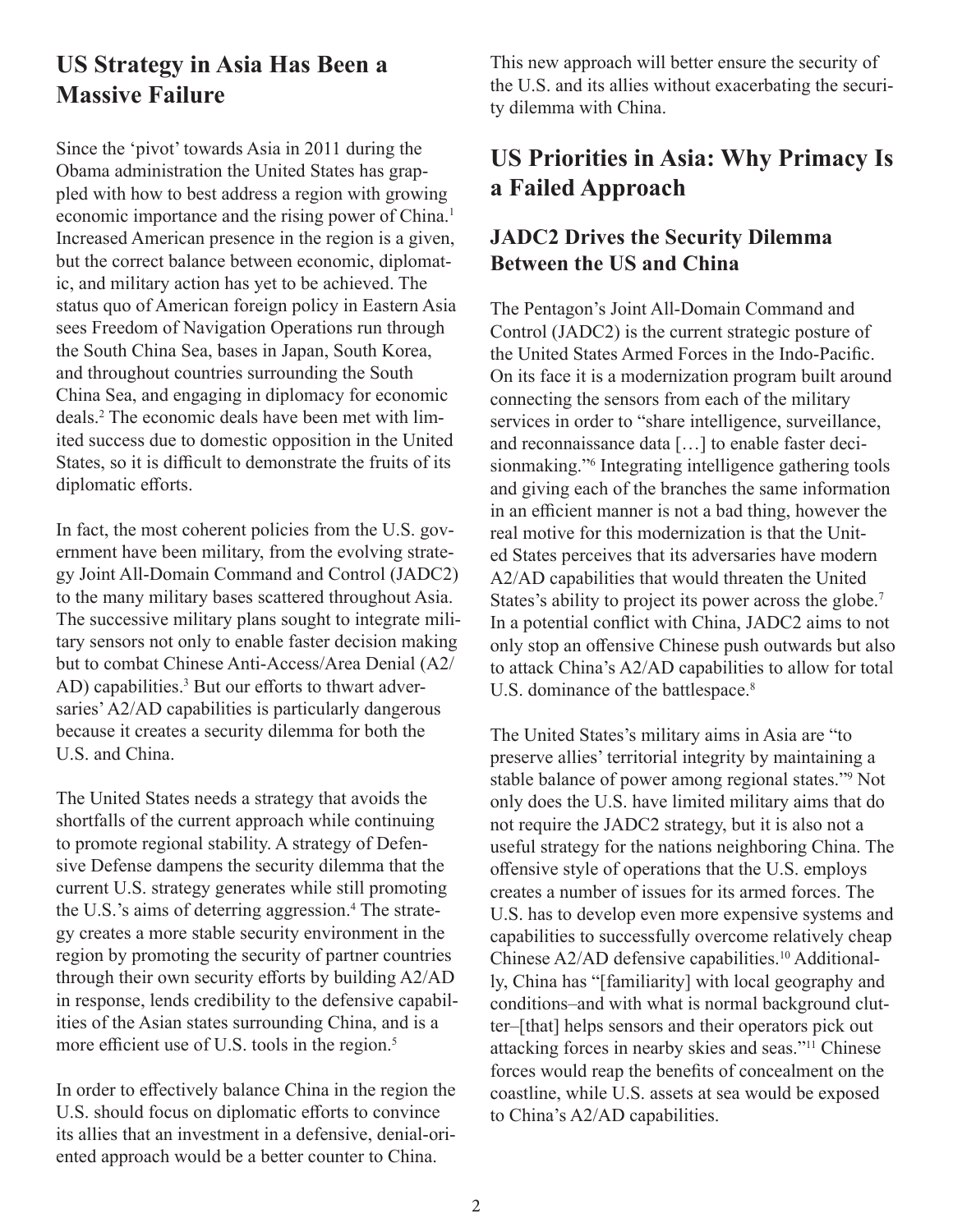## US Strategy in Asia Has Been a Massive Failure

Since the 'pivot' towards Asia in 2011 during the Obama administration the United States has grappled with how to best address a region with growing economic importance and the rising power of China.[1] Increased American presence in the region is a given, but the correct balance between economic, diplomatic, and military action has yet to be achieved. The status quo of American foreign policy in Eastern Asia sees Freedom of Navigation Operations run through the South China Sea, bases in Japan, South Korea, and throughout countries surrounding the South China Sea, and engaging in diplomacy for economic deals.[2] The economic deals have been met with limited success due to domestic opposition in the United States, so it is difficult to demonstrate the fruits of its diplomatic efforts.

In fact, the most coherent policies from the U.S. government have been military, from the evolving strategy Joint All-Domain Command and Control (JADC2) to the many military bases scattered throughout Asia. The successive military plans sought to integrate military sensors not only to enable faster decision making but to combat Chinese Anti-Access/Area Denial (A2/AD) capabilities.[3] But our efforts to thwart adversaries' A2/AD capabilities is particularly dangerous because it creates a security dilemma for both the U.S. and China.

The United States needs a strategy that avoids the shortfalls of the current approach while continuing to promote regional stability. A strategy of Defensive Defense dampens the security dilemma that the current U.S. strategy generates while still promoting the U.S.'s aims of deterring aggression.[4] The strategy creates a more stable security environment in the region by promoting the security of partner countries through their own security efforts by building A2/AD in response, lends credibility to the defensive capabilities of the Asian states surrounding China, and is a more efficient use of U.S. tools in the region.[5]

In order to effectively balance China in the region the U.S. should focus on diplomatic efforts to convince its allies that an investment in a defensive, denial-oriented approach would be a better counter to China. This new approach will better ensure the security of the U.S. and its allies without exacerbating the security dilemma with China.

## US Priorities in Asia: Why Primacy Is a Failed Approach

### JADC2 Drives the Security Dilemma Between the US and China

The Pentagon's Joint All-Domain Command and Control (JADC2) is the current strategic posture of the United States Armed Forces in the Indo-Pacific. On its face it is a modernization program built around connecting the sensors from each of the military services in order to "share intelligence, surveillance, and reconnaissance data […] to enable faster decisionmaking."[6] Integrating intelligence gathering tools and giving each of the branches the same information in an efficient manner is not a bad thing, however the real motive for this modernization is that the United States perceives that its adversaries have modern A2/AD capabilities that would threaten the United States's ability to project its power across the globe.[7] In a potential conflict with China, JADC2 aims to not only stop an offensive Chinese push outwards but also to attack China's A2/AD capabilities to allow for total U.S. dominance of the battlespace.[8]

The United States's military aims in Asia are "to preserve allies' territorial integrity by maintaining a stable balance of power among regional states."[9] Not only does the U.S. have limited military aims that do not require the JADC2 strategy, but it is also not a useful strategy for the nations neighboring China. The offensive style of operations that the U.S. employs creates a number of issues for its armed forces. The U.S. has to develop even more expensive systems and capabilities to successfully overcome relatively cheap Chinese A2/AD defensive capabilities.[10] Additionally, China has "[familiarity] with local geography and conditions–and with what is normal background clutter–[that] helps sensors and their operators pick out attacking forces in nearby skies and seas."[11] Chinese forces would reap the benefits of concealment on the coastline, while U.S. assets at sea would be exposed to China's A2/AD capabilities.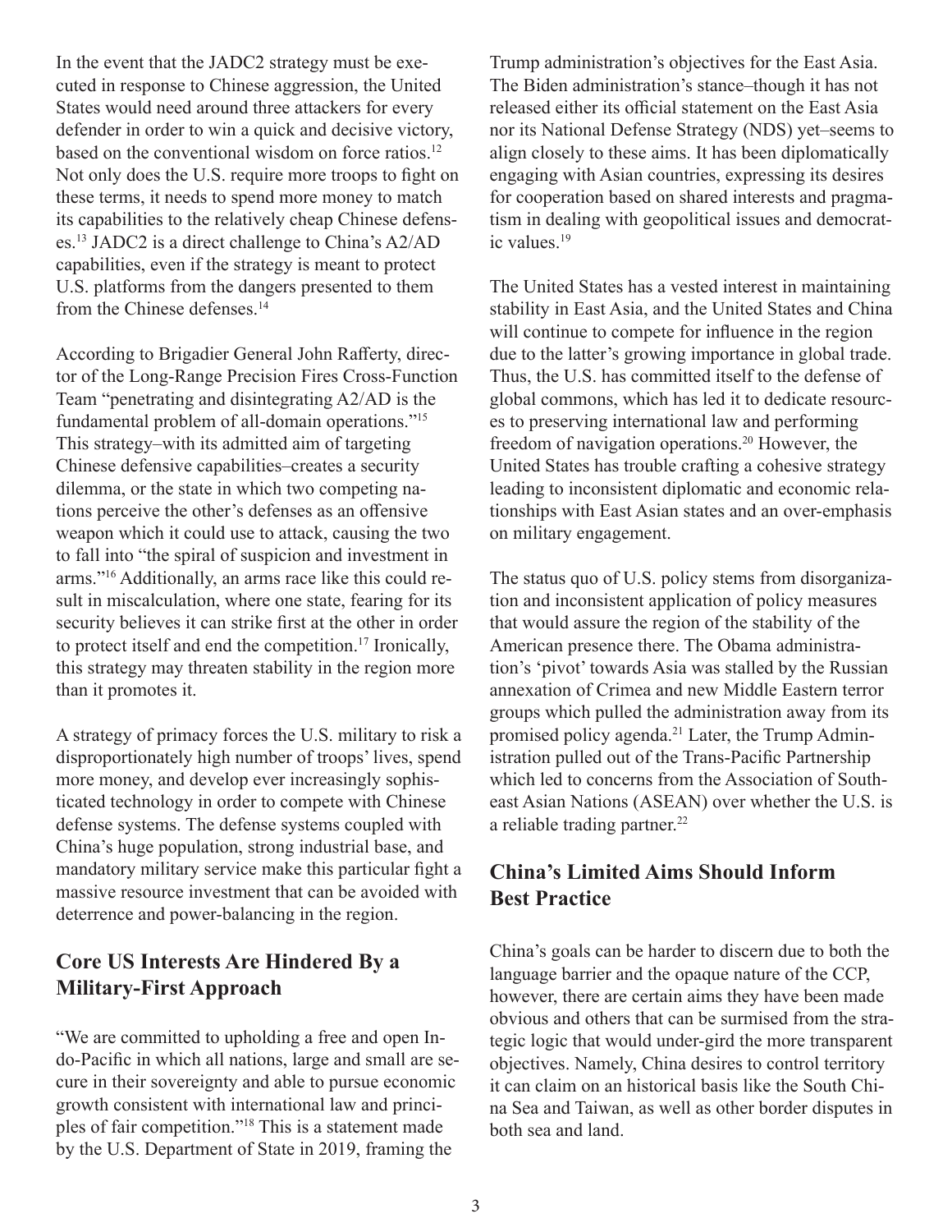In the event that the JADC2 strategy must be executed in response to Chinese aggression, the United States would need around three attackers for every defender in order to win a quick and decisive victory, based on the conventional wisdom on force ratios.[12] Not only does the U.S. require more troops to fight on these terms, it needs to spend more money to match its capabilities to the relatively cheap Chinese defenses.[13] JADC2 is a direct challenge to China's A2/AD capabilities, even if the strategy is meant to protect U.S. platforms from the dangers presented to them from the Chinese defenses.[14]

According to Brigadier General John Rafferty, director of the Long-Range Precision Fires Cross-Function Team "penetrating and disintegrating A2/AD is the fundamental problem of all-domain operations."[15] This strategy–with its admitted aim of targeting Chinese defensive capabilities–creates a security dilemma, or the state in which two competing nations perceive the other's defenses as an offensive weapon which it could use to attack, causing the two to fall into "the spiral of suspicion and investment in arms."[16] Additionally, an arms race like this could result in miscalculation, where one state, fearing for its security believes it can strike first at the other in order to protect itself and end the competition.[17] Ironically, this strategy may threaten stability in the region more than it promotes it.

A strategy of primacy forces the U.S. military to risk a disproportionately high number of troops' lives, spend more money, and develop ever increasingly sophisticated technology in order to compete with Chinese defense systems. The defense systems coupled with China's huge population, strong industrial base, and mandatory military service make this particular fight a massive resource investment that can be avoided with deterrence and power-balancing in the region.

## Core US Interests Are Hindered By a Military-First Approach

"We are committed to upholding a free and open Indo-Pacific in which all nations, large and small are secure in their sovereignty and able to pursue economic growth consistent with international law and principles of fair competition."[18] This is a statement made by the U.S. Department of State in 2019, framing the Trump administration's objectives for the East Asia. The Biden administration's stance–though it has not released either its official statement on the East Asia nor its National Defense Strategy (NDS) yet–seems to align closely to these aims. It has been diplomatically engaging with Asian countries, expressing its desires for cooperation based on shared interests and pragmatism in dealing with geopolitical issues and democratic values.[19]

The United States has a vested interest in maintaining stability in East Asia, and the United States and China will continue to compete for influence in the region due to the latter's growing importance in global trade. Thus, the U.S. has committed itself to the defense of global commons, which has led it to dedicate resources to preserving international law and performing freedom of navigation operations.[20] However, the United States has trouble crafting a cohesive strategy leading to inconsistent diplomatic and economic relationships with East Asian states and an over-emphasis on military engagement.

The status quo of U.S. policy stems from disorganization and inconsistent application of policy measures that would assure the region of the stability of the American presence there. The Obama administration's 'pivot' towards Asia was stalled by the Russian annexation of Crimea and new Middle Eastern terror groups which pulled the administration away from its promised policy agenda.[21] Later, the Trump Administration pulled out of the Trans-Pacific Partnership which led to concerns from the Association of Southeast Asian Nations (ASEAN) over whether the U.S. is a reliable trading partner.[22]

## China's Limited Aims Should Inform Best Practice

China's goals can be harder to discern due to both the language barrier and the opaque nature of the CCP, however, there are certain aims they have been made obvious and others that can be surmised from the strategic logic that would under-gird the more transparent objectives. Namely, China desires to control territory it can claim on an historical basis like the South China Sea and Taiwan, as well as other border disputes in both sea and land.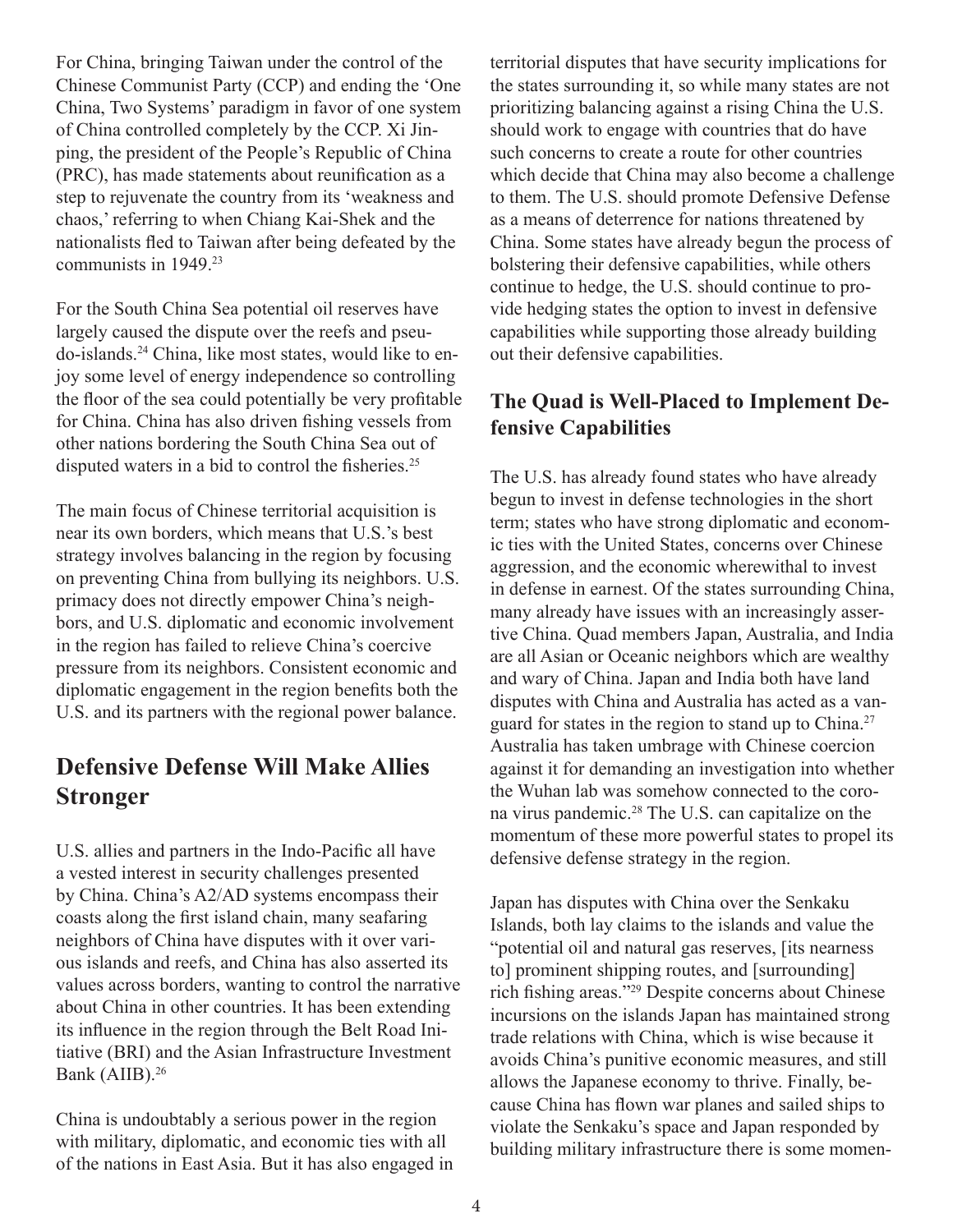For China, bringing Taiwan under the control of the Chinese Communist Party (CCP) and ending the 'One China, Two Systems' paradigm in favor of one system of China controlled completely by the CCP. Xi Jinping, the president of the People's Republic of China (PRC), has made statements about reunification as a step to rejuvenate the country from its 'weakness and chaos,' referring to when Chiang Kai-Shek and the nationalists fled to Taiwan after being defeated by the communists in 1949.[23]

For the South China Sea potential oil reserves have largely caused the dispute over the reefs and pseudo-islands.[24] China, like most states, would like to enjoy some level of energy independence so controlling the floor of the sea could potentially be very profitable for China. China has also driven fishing vessels from other nations bordering the South China Sea out of disputed waters in a bid to control the fisheries.[25]

The main focus of Chinese territorial acquisition is near its own borders, which means that U.S.'s best strategy involves balancing in the region by focusing on preventing China from bullying its neighbors. U.S. primacy does not directly empower China's neighbors, and U.S. diplomatic and economic involvement in the region has failed to relieve China's coercive pressure from its neighbors. Consistent economic and diplomatic engagement in the region benefits both the U.S. and its partners with the regional power balance.

## Defensive Defense Will Make Allies Stronger

U.S. allies and partners in the Indo-Pacific all have a vested interest in security challenges presented by China. China's A2/AD systems encompass their coasts along the first island chain, many seafaring neighbors of China have disputes with it over various islands and reefs, and China has also asserted its values across borders, wanting to control the narrative about China in other countries. It has been extending its influence in the region through the Belt Road Initiative (BRI) and the Asian Infrastructure Investment Bank (AIIB).[26]

China is undoubtably a serious power in the region with military, diplomatic, and economic ties with all of the nations in East Asia. But it has also engaged in territorial disputes that have security implications for the states surrounding it, so while many states are not prioritizing balancing against a rising China the U.S. should work to engage with countries that do have such concerns to create a route for other countries which decide that China may also become a challenge to them. The U.S. should promote Defensive Defense as a means of deterrence for nations threatened by China. Some states have already begun the process of bolstering their defensive capabilities, while others continue to hedge, the U.S. should continue to provide hedging states the option to invest in defensive capabilities while supporting those already building out their defensive capabilities.

### The Quad is Well-Placed to Implement Defensive Capabilities

The U.S. has already found states who have already begun to invest in defense technologies in the short term; states who have strong diplomatic and economic ties with the United States, concerns over Chinese aggression, and the economic wherewithal to invest in defense in earnest. Of the states surrounding China, many already have issues with an increasingly assertive China. Quad members Japan, Australia, and India are all Asian or Oceanic neighbors which are wealthy and wary of China. Japan and India both have land disputes with China and Australia has acted as a vanguard for states in the region to stand up to China.[27] Australia has taken umbrage with Chinese coercion against it for demanding an investigation into whether the Wuhan lab was somehow connected to the corona virus pandemic.[28] The U.S. can capitalize on the momentum of these more powerful states to propel its defensive defense strategy in the region.

Japan has disputes with China over the Senkaku Islands, both lay claims to the islands and value the "potential oil and natural gas reserves, [its nearness to] prominent shipping routes, and [surrounding] rich fishing areas."[29] Despite concerns about Chinese incursions on the islands Japan has maintained strong trade relations with China, which is wise because it avoids China's punitive economic measures, and still allows the Japanese economy to thrive. Finally, because China has flown war planes and sailed ships to violate the Senkaku's space and Japan responded by building military infrastructure there is some momen-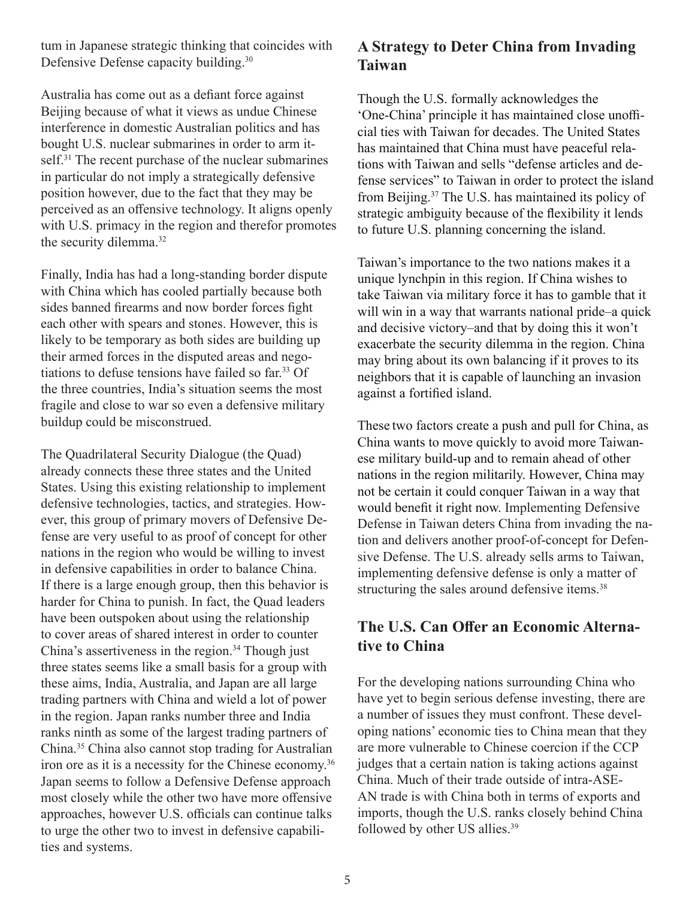tum in Japanese strategic thinking that coincides with Defensive Defense capacity building.[30]

Australia has come out as a defiant force against Beijing because of what it views as undue Chinese interference in domestic Australian politics and has bought U.S. nuclear submarines in order to arm itself.[31] The recent purchase of the nuclear submarines in particular do not imply a strategically defensive position however, due to the fact that they may be perceived as an offensive technology. It aligns openly with U.S. primacy in the region and therefor promotes the security dilemma.[32]

Finally, India has had a long-standing border dispute with China which has cooled partially because both sides banned firearms and now border forces fight each other with spears and stones. However, this is likely to be temporary as both sides are building up their armed forces in the disputed areas and negotiations to defuse tensions have failed so far.[33] Of the three countries, India's situation seems the most fragile and close to war so even a defensive military buildup could be misconstrued.

The Quadrilateral Security Dialogue (the Quad) already connects these three states and the United States. Using this existing relationship to implement defensive technologies, tactics, and strategies. However, this group of primary movers of Defensive Defense are very useful to as proof of concept for other nations in the region who would be willing to invest in defensive capabilities in order to balance China. If there is a large enough group, then this behavior is harder for China to punish. In fact, the Quad leaders have been outspoken about using the relationship to cover areas of shared interest in order to counter China's assertiveness in the region.[34] Though just three states seems like a small basis for a group with these aims, India, Australia, and Japan are all large trading partners with China and wield a lot of power in the region. Japan ranks number three and India ranks ninth as some of the largest trading partners of China.[35] China also cannot stop trading for Australian iron ore as it is a necessity for the Chinese economy.[36] Japan seems to follow a Defensive Defense approach most closely while the other two have more offensive approaches, however U.S. officials can continue talks to urge the other two to invest in defensive capabilities and systems.

## A Strategy to Deter China from Invading Taiwan

Though the U.S. formally acknowledges the 'One-China' principle it has maintained close unofficial ties with Taiwan for decades. The United States has maintained that China must have peaceful relations with Taiwan and sells "defense articles and defense services" to Taiwan in order to protect the island from Beijing.[37] The U.S. has maintained its policy of strategic ambiguity because of the flexibility it lends to future U.S. planning concerning the island.

Taiwan's importance to the two nations makes it a unique lynchpin in this region. If China wishes to take Taiwan via military force it has to gamble that it will win in a way that warrants national pride–a quick and decisive victory–and that by doing this it won't exacerbate the security dilemma in the region. China may bring about its own balancing if it proves to its neighbors that it is capable of launching an invasion against a fortified island.

These two factors create a push and pull for China, as China wants to move quickly to avoid more Taiwanese military build-up and to remain ahead of other nations in the region militarily. However, China may not be certain it could conquer Taiwan in a way that would benefit it right now. Implementing Defensive Defense in Taiwan deters China from invading the nation and delivers another proof-of-concept for Defensive Defense. The U.S. already sells arms to Taiwan, implementing defensive defense is only a matter of structuring the sales around defensive items.[38]

## The U.S. Can Offer an Economic Alternative to China

For the developing nations surrounding China who have yet to begin serious defense investing, there are a number of issues they must confront. These developing nations' economic ties to China mean that they are more vulnerable to Chinese coercion if the CCP judges that a certain nation is taking actions against China. Much of their trade outside of intra-ASEAN trade is with China both in terms of exports and imports, though the U.S. ranks closely behind China followed by other US allies.[39]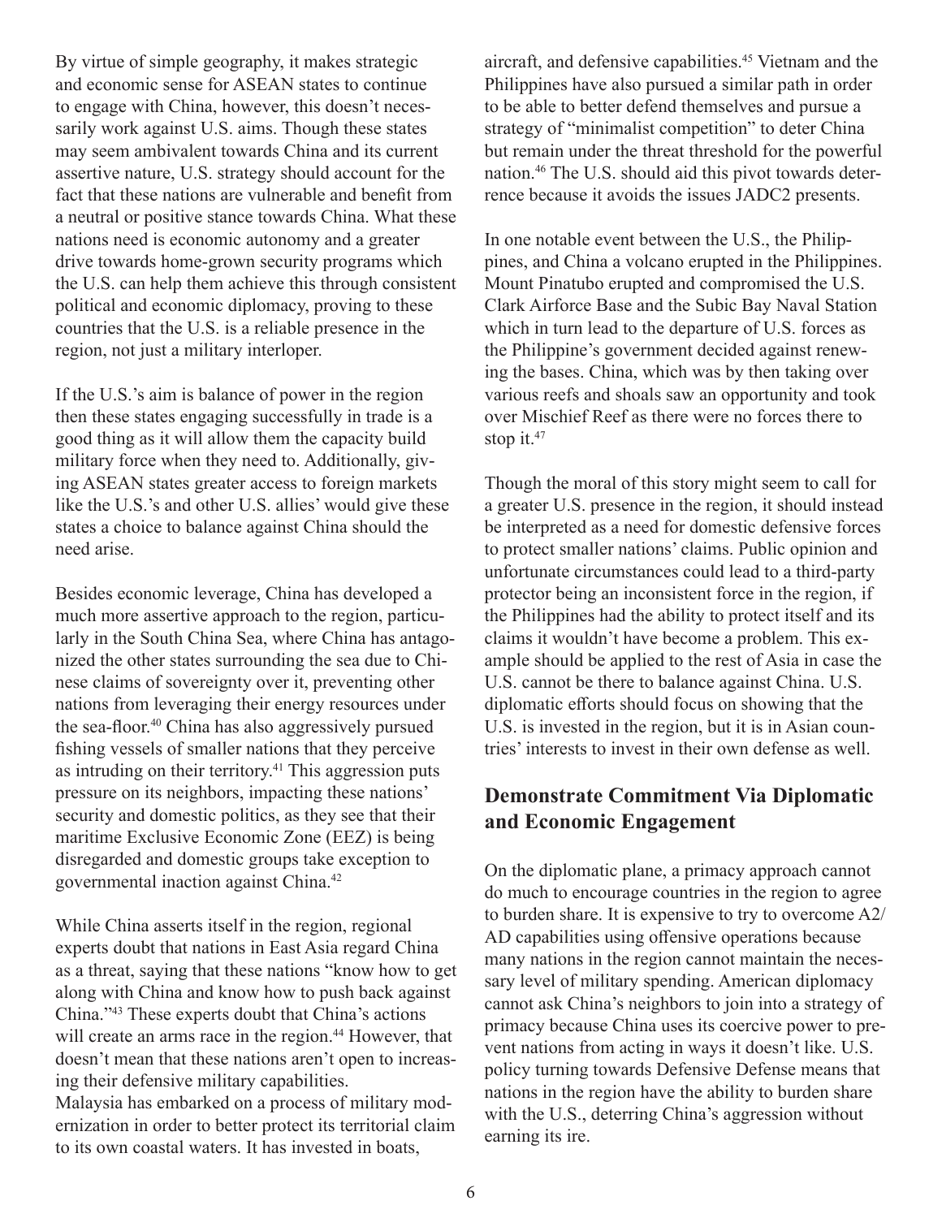By virtue of simple geography, it makes strategic and economic sense for ASEAN states to continue to engage with China, however, this doesn't necessarily work against U.S. aims. Though these states may seem ambivalent towards China and its current assertive nature, U.S. strategy should account for the fact that these nations are vulnerable and benefit from a neutral or positive stance towards China. What these nations need is economic autonomy and a greater drive towards home-grown security programs which the U.S. can help them achieve this through consistent political and economic diplomacy, proving to these countries that the U.S. is a reliable presence in the region, not just a military interloper.

If the U.S.'s aim is balance of power in the region then these states engaging successfully in trade is a good thing as it will allow them the capacity build military force when they need to. Additionally, giving ASEAN states greater access to foreign markets like the U.S.'s and other U.S. allies' would give these states a choice to balance against China should the need arise.

Besides economic leverage, China has developed a much more assertive approach to the region, particularly in the South China Sea, where China has antagonized the other states surrounding the sea due to Chinese claims of sovereignty over it, preventing other nations from leveraging their energy resources under the sea-floor.[40] China has also aggressively pursued fishing vessels of smaller nations that they perceive as intruding on their territory.[41] This aggression puts pressure on its neighbors, impacting these nations' security and domestic politics, as they see that their maritime Exclusive Economic Zone (EEZ) is being disregarded and domestic groups take exception to governmental inaction against China.[42]

While China asserts itself in the region, regional experts doubt that nations in East Asia regard China as a threat, saying that these nations "know how to get along with China and know how to push back against China."[43] These experts doubt that China's actions will create an arms race in the region.[44] However, that doesn't mean that these nations aren't open to increasing their defensive military capabilities.

Malaysia has embarked on a process of military modernization in order to better protect its territorial claim to its own coastal waters. It has invested in boats, aircraft, and defensive capabilities.[45] Vietnam and the Philippines have also pursued a similar path in order to be able to better defend themselves and pursue a strategy of "minimalist competition" to deter China but remain under the threat threshold for the powerful nation.[46] The U.S. should aid this pivot towards deterrence because it avoids the issues JADC2 presents.

In one notable event between the U.S., the Philippines, and China a volcano erupted in the Philippines. Mount Pinatubo erupted and compromised the U.S. Clark Airforce Base and the Subic Bay Naval Station which in turn lead to the departure of U.S. forces as the Philippine's government decided against renewing the bases. China, which was by then taking over various reefs and shoals saw an opportunity and took over Mischief Reef as there were no forces there to stop it.[47]

Though the moral of this story might seem to call for a greater U.S. presence in the region, it should instead be interpreted as a need for domestic defensive forces to protect smaller nations' claims. Public opinion and unfortunate circumstances could lead to a third-party protector being an inconsistent force in the region, if the Philippines had the ability to protect itself and its claims it wouldn't have become a problem. This example should be applied to the rest of Asia in case the U.S. cannot be there to balance against China. U.S. diplomatic efforts should focus on showing that the U.S. is invested in the region, but it is in Asian countries' interests to invest in their own defense as well.

## Demonstrate Commitment Via Diplomatic and Economic Engagement

On the diplomatic plane, a primacy approach cannot do much to encourage countries in the region to agree to burden share. It is expensive to try to overcome A2/AD capabilities using offensive operations because many nations in the region cannot maintain the necessary level of military spending. American diplomacy cannot ask China's neighbors to join into a strategy of primacy because China uses its coercive power to prevent nations from acting in ways it doesn't like. U.S. policy turning towards Defensive Defense means that nations in the region have the ability to burden share with the U.S., deterring China's aggression without earning its ire.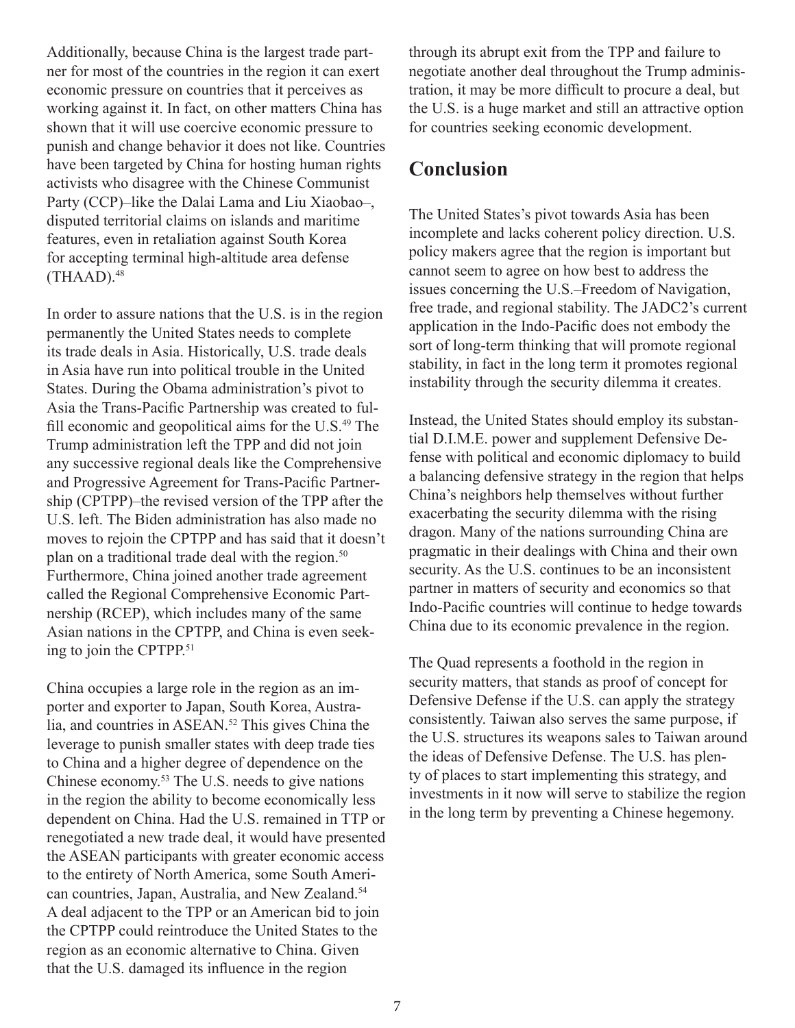Additionally, because China is the largest trade partner for most of the countries in the region it can exert economic pressure on countries that it perceives as working against it. In fact, on other matters China has shown that it will use coercive economic pressure to punish and change behavior it does not like. Countries have been targeted by China for hosting human rights activists who disagree with the Chinese Communist Party (CCP)–like the Dalai Lama and Liu Xiaobao–, disputed territorial claims on islands and maritime features, even in retaliation against South Korea for accepting terminal high-altitude area defense (THAAD).[48]

In order to assure nations that the U.S. is in the region permanently the United States needs to complete its trade deals in Asia. Historically, U.S. trade deals in Asia have run into political trouble in the United States. During the Obama administration's pivot to Asia the Trans-Pacific Partnership was created to fulfill economic and geopolitical aims for the U.S.[49] The Trump administration left the TPP and did not join any successive regional deals like the Comprehensive and Progressive Agreement for Trans-Pacific Partnership (CPTPP)–the revised version of the TPP after the U.S. left. The Biden administration has also made no moves to rejoin the CPTPP and has said that it doesn't plan on a traditional trade deal with the region.[50] Furthermore, China joined another trade agreement called the Regional Comprehensive Economic Partnership (RCEP), which includes many of the same Asian nations in the CPTPP, and China is even seeking to join the CPTPP.[51]

China occupies a large role in the region as an importer and exporter to Japan, South Korea, Australia, and countries in ASEAN.[52] This gives China the leverage to punish smaller states with deep trade ties to China and a higher degree of dependence on the Chinese economy.[53] The U.S. needs to give nations in the region the ability to become economically less dependent on China. Had the U.S. remained in TTP or renegotiated a new trade deal, it would have presented the ASEAN participants with greater economic access to the entirety of North America, some South American countries, Japan, Australia, and New Zealand.[54] A deal adjacent to the TPP or an American bid to join the CPTPP could reintroduce the United States to the region as an economic alternative to China. Given that the U.S. damaged its influence in the region through its abrupt exit from the TPP and failure to negotiate another deal throughout the Trump administration, it may be more difficult to procure a deal, but the U.S. is a huge market and still an attractive option for countries seeking economic development.

## Conclusion

The United States's pivot towards Asia has been incomplete and lacks coherent policy direction. U.S. policy makers agree that the region is important but cannot seem to agree on how best to address the issues concerning the U.S.–Freedom of Navigation, free trade, and regional stability. The JADC2's current application in the Indo-Pacific does not embody the sort of long-term thinking that will promote regional stability, in fact in the long term it promotes regional instability through the security dilemma it creates.

Instead, the United States should employ its substantial D.I.M.E. power and supplement Defensive Defense with political and economic diplomacy to build a balancing defensive strategy in the region that helps China's neighbors help themselves without further exacerbating the security dilemma with the rising dragon. Many of the nations surrounding China are pragmatic in their dealings with China and their own security. As the U.S. continues to be an inconsistent partner in matters of security and economics so that Indo-Pacific countries will continue to hedge towards China due to its economic prevalence in the region.

The Quad represents a foothold in the region in security matters, that stands as proof of concept for Defensive Defense if the U.S. can apply the strategy consistently. Taiwan also serves the same purpose, if the U.S. structures its weapons sales to Taiwan around the ideas of Defensive Defense. The U.S. has plenty of places to start implementing this strategy, and investments in it now will serve to stabilize the region in the long term by preventing a Chinese hegemony.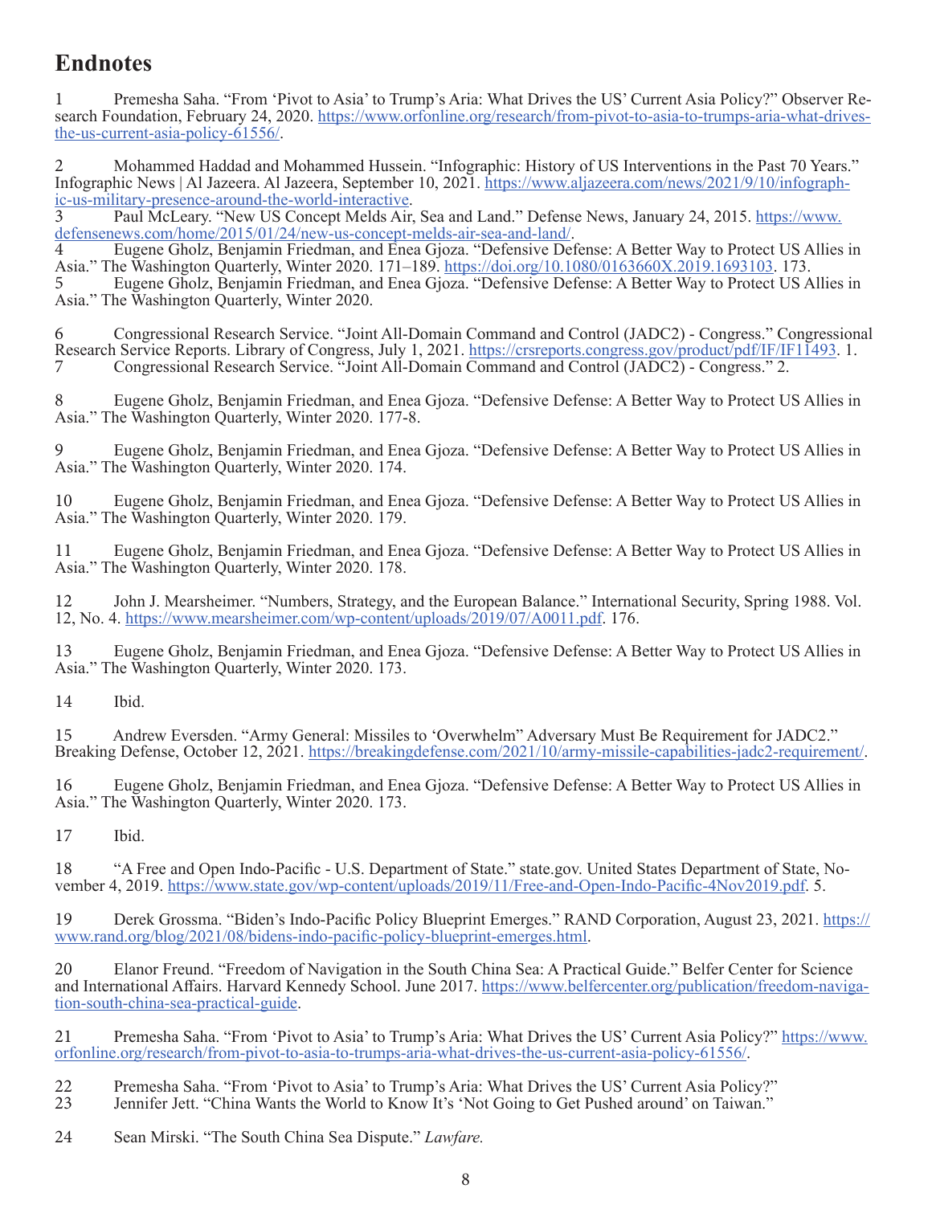# Endnotes

1 Premesha Saha. "From 'Pivot to Asia' to Trump's Aria: What Drives the US' Current Asia Policy?" Observer Research Foundation, February 24, 2020. https://www.orfonline.org/research/from-pivot-to-asia-to-trumps-aria-what-drives-the-us-current-asia-policy-61556/.

2 Mohammed Haddad and Mohammed Hussein. "Infographic: History of US Interventions in the Past 70 Years." Infographic News | Al Jazeera. Al Jazeera, September 10, 2021. https://www.aljazeera.com/news/2021/9/10/infographic-us-military-presence-around-the-world-interactive.

3 Paul McLeary. "New US Concept Melds Air, Sea and Land." Defense News, January 24, 2015. https://www.defensenews.com/home/2015/01/24/new-us-concept-melds-air-sea-and-land/.

4 Eugene Gholz, Benjamin Friedman, and Enea Gjoza. "Defensive Defense: A Better Way to Protect US Allies in Asia." The Washington Quarterly, Winter 2020. 171–189. https://doi.org/10.1080/0163660X.2019.1693103. 173.

5 Eugene Gholz, Benjamin Friedman, and Enea Gjoza. "Defensive Defense: A Better Way to Protect US Allies in Asia." The Washington Quarterly, Winter 2020.

6 Congressional Research Service. "Joint All-Domain Command and Control (JADC2) - Congress." Congressional Research Service Reports. Library of Congress, July 1, 2021. https://crsreports.congress.gov/product/pdf/IF/IF11493. 1.

7 Congressional Research Service. "Joint All-Domain Command and Control (JADC2) - Congress." 2.

8 Eugene Gholz, Benjamin Friedman, and Enea Gjoza. "Defensive Defense: A Better Way to Protect US Allies in Asia." The Washington Quarterly, Winter 2020. 177-8.

9 Eugene Gholz, Benjamin Friedman, and Enea Gjoza. "Defensive Defense: A Better Way to Protect US Allies in Asia." The Washington Quarterly, Winter 2020. 174.

10 Eugene Gholz, Benjamin Friedman, and Enea Gjoza. "Defensive Defense: A Better Way to Protect US Allies in Asia." The Washington Quarterly, Winter 2020. 179.

11 Eugene Gholz, Benjamin Friedman, and Enea Gjoza. "Defensive Defense: A Better Way to Protect US Allies in Asia." The Washington Quarterly, Winter 2020. 178.

12 John J. Mearsheimer. "Numbers, Strategy, and the European Balance." International Security, Spring 1988. Vol. 12, No. 4. https://www.mearsheimer.com/wp-content/uploads/2019/07/A0011.pdf. 176.

13 Eugene Gholz, Benjamin Friedman, and Enea Gjoza. "Defensive Defense: A Better Way to Protect US Allies in Asia." The Washington Quarterly, Winter 2020. 173.

14 Ibid.

15 Andrew Eversden. "Army General: Missiles to 'Overwhelm" Adversary Must Be Requirement for JADC2." Breaking Defense, October 12, 2021. https://breakingdefense.com/2021/10/army-missile-capabilities-jadc2-requirement/.

16 Eugene Gholz, Benjamin Friedman, and Enea Gjoza. "Defensive Defense: A Better Way to Protect US Allies in Asia." The Washington Quarterly, Winter 2020. 173.

17 Ibid.

18 "A Free and Open Indo-Pacific - U.S. Department of State." state.gov. United States Department of State, November 4, 2019. https://www.state.gov/wp-content/uploads/2019/11/Free-and-Open-Indo-Pacific-4Nov2019.pdf. 5.

19 Derek Grossma. "Biden's Indo-Pacific Policy Blueprint Emerges." RAND Corporation, August 23, 2021. https://www.rand.org/blog/2021/08/bidens-indo-pacific-policy-blueprint-emerges.html.

20 Elanor Freund. "Freedom of Navigation in the South China Sea: A Practical Guide." Belfer Center for Science and International Affairs. Harvard Kennedy School. June 2017. https://www.belfercenter.org/publication/freedom-navigation-south-china-sea-practical-guide.

21 Premesha Saha. "From 'Pivot to Asia' to Trump's Aria: What Drives the US' Current Asia Policy?" https://www.orfonline.org/research/from-pivot-to-asia-to-trumps-aria-what-drives-the-us-current-asia-policy-61556/.

22 Premesha Saha. "From 'Pivot to Asia' to Trump's Aria: What Drives the US' Current Asia Policy?"

23 Jennifer Jett. "China Wants the World to Know It's 'Not Going to Get Pushed around' on Taiwan."

24 Sean Mirski. "The South China Sea Dispute." *Lawfare.*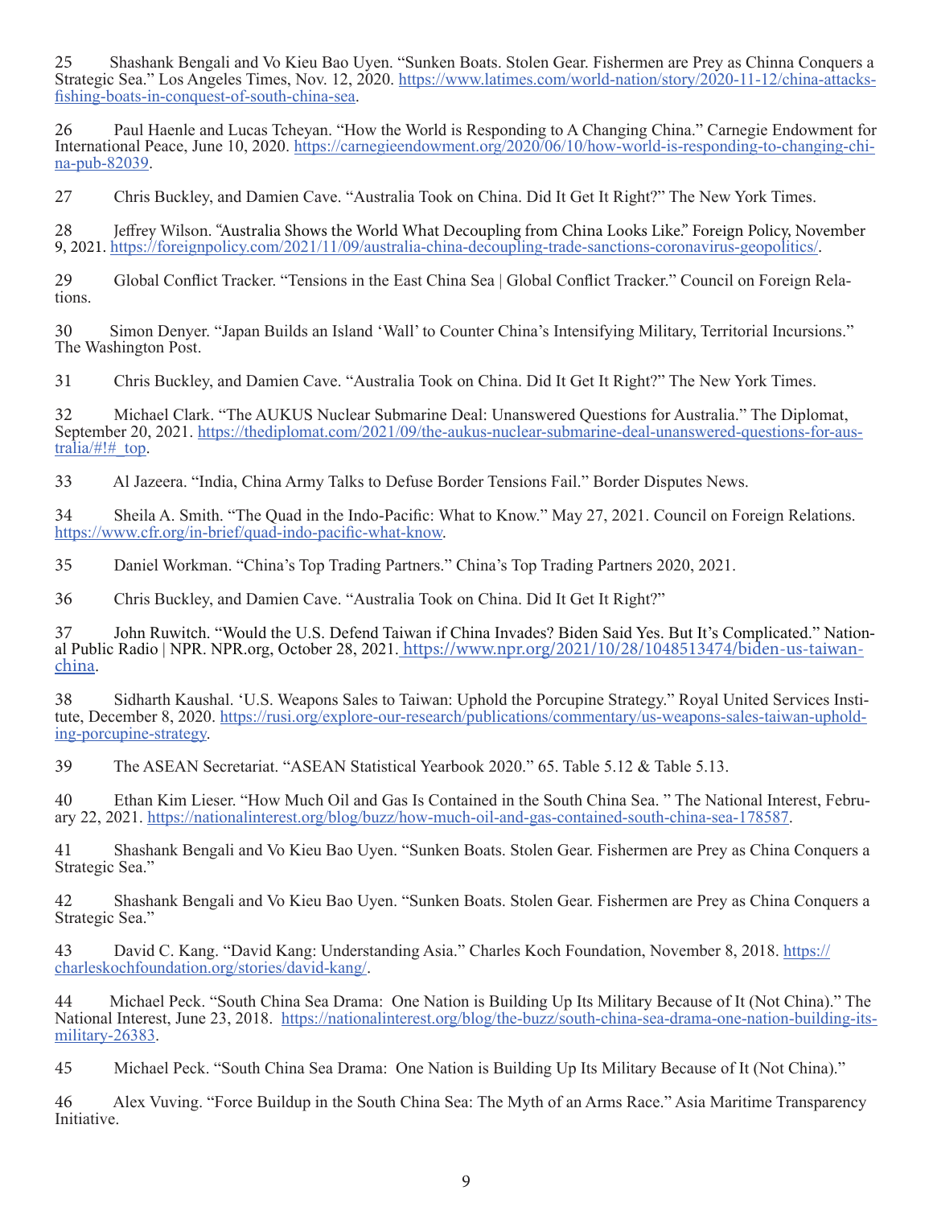25 Shashank Bengali and Vo Kieu Bao Uyen. “Sunken Boats. Stolen Gear. Fishermen are Prey as Chinna Conquers a Strategic Sea.” Los Angeles Times, Nov. 12, 2020. https://www.latimes.com/world-nation/story/2020-11-12/china-attacks-fishing-boats-in-conquest-of-south-china-sea.

26 Paul Haenle and Lucas Tcheyan. “How the World is Responding to A Changing China.” Carnegie Endowment for International Peace, June 10, 2020. https://carnegieendowment.org/2020/06/10/how-world-is-responding-to-changing-china-pub-82039.

27 Chris Buckley, and Damien Cave. “Australia Took on China. Did It Get It Right?” The New York Times.

28 Jeffrey Wilson. “Australia Shows the World What Decoupling from China Looks Like.” Foreign Policy, November 9, 2021. https://foreignpolicy.com/2021/11/09/australia-china-decoupling-trade-sanctions-coronavirus-geopolitics/.

29 Global Conflict Tracker. “Tensions in the East China Sea | Global Conflict Tracker.” Council on Foreign Relations.

30 Simon Denyer. “Japan Builds an Island ‘Wall’ to Counter China’s Intensifying Military, Territorial Incursions.” The Washington Post.

31 Chris Buckley, and Damien Cave. “Australia Took on China. Did It Get It Right?” The New York Times.

32 Michael Clark. “The AUKUS Nuclear Submarine Deal: Unanswered Questions for Australia.” The Diplomat, September 20, 2021. https://thediplomat.com/2021/09/the-aukus-nuclear-submarine-deal-unanswered-questions-for-australia/#!#_top.

33 Al Jazeera. “India, China Army Talks to Defuse Border Tensions Fail.” Border Disputes News.

34 Sheila A. Smith. “The Quad in the Indo-Pacific: What to Know.” May 27, 2021. Council on Foreign Relations. https://www.cfr.org/in-brief/quad-indo-pacific-what-know.

35 Daniel Workman. “China’s Top Trading Partners.” China’s Top Trading Partners 2020, 2021.

36 Chris Buckley, and Damien Cave. “Australia Took on China. Did It Get It Right?”

37 John Ruwitch. “Would the U.S. Defend Taiwan if China Invades? Biden Said Yes. But It’s Complicated.” National Public Radio | NPR. NPR.org, October 28, 2021. https://www.npr.org/2021/10/28/1048513474/biden-us-taiwan-china.

38 Sidharth Kaushal. ‘U.S. Weapons Sales to Taiwan: Uphold the Porcupine Strategy.” Royal United Services Institute, December 8, 2020. https://rusi.org/explore-our-research/publications/commentary/us-weapons-sales-taiwan-uphold-ing-porcupine-strategy.

39 The ASEAN Secretariat. “ASEAN Statistical Yearbook 2020.” 65. Table 5.12 & Table 5.13.

40 Ethan Kim Lieser. “How Much Oil and Gas Is Contained in the South China Sea. ” The National Interest, February 22, 2021. https://nationalinterest.org/blog/buzz/how-much-oil-and-gas-contained-south-china-sea-178587.

41 Shashank Bengali and Vo Kieu Bao Uyen. “Sunken Boats. Stolen Gear. Fishermen are Prey as China Conquers a Strategic Sea.”

42 Shashank Bengali and Vo Kieu Bao Uyen. “Sunken Boats. Stolen Gear. Fishermen are Prey as China Conquers a Strategic Sea.”

43 David C. Kang. “David Kang: Understanding Asia.” Charles Koch Foundation, November 8, 2018. https://charleskochfoundation.org/stories/david-kang/.

44 Michael Peck. “South China Sea Drama: One Nation is Building Up Its Military Because of It (Not China).” The National Interest, June 23, 2018. https://nationalinterest.org/blog/the-buzz/south-china-sea-drama-one-nation-building-its-military-26383.

45 Michael Peck. “South China Sea Drama: One Nation is Building Up Its Military Because of It (Not China).”

46 Alex Vuving. “Force Buildup in the South China Sea: The Myth of an Arms Race.” Asia Maritime Transparency Initiative.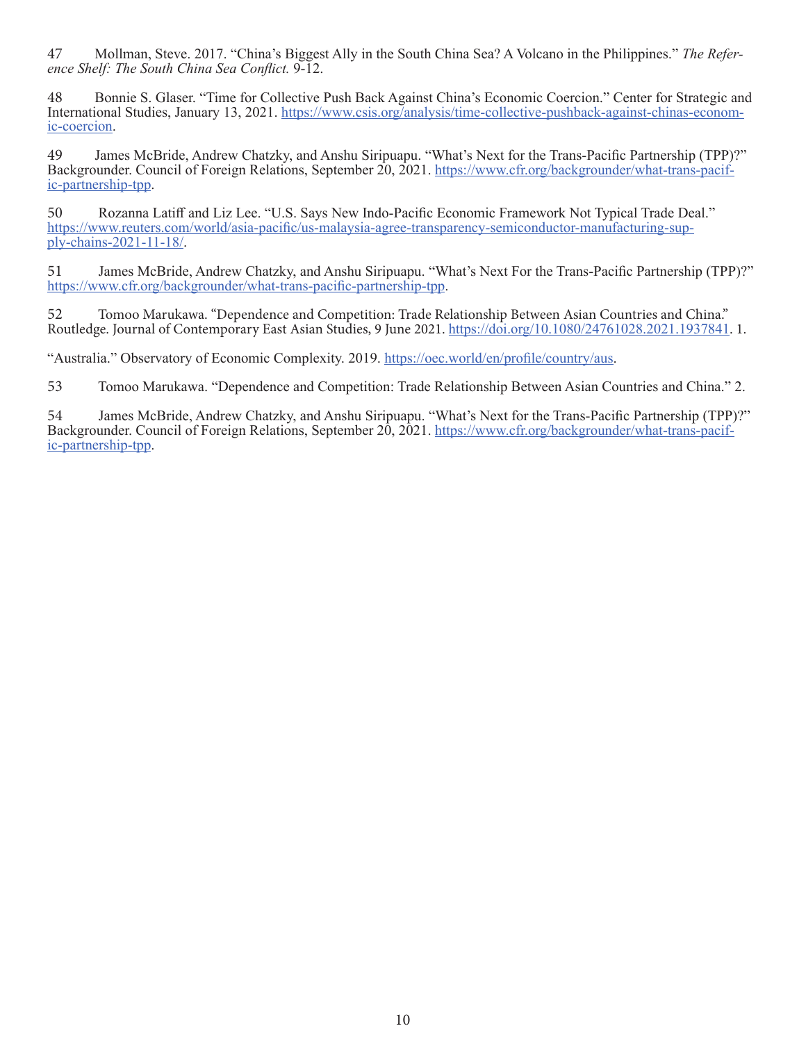47 Mollman, Steve. 2017. "China's Biggest Ally in the South China Sea? A Volcano in the Philippines." *The Reference Shelf: The South China Sea Conflict.* 9-12.

48 Bonnie S. Glaser. "Time for Collective Push Back Against China's Economic Coercion." Center for Strategic and International Studies, January 13, 2021. https://www.csis.org/analysis/time-collective-pushback-against-chinas-economic-coercion.

49 James McBride, Andrew Chatzky, and Anshu Siripuapu. "What's Next for the Trans-Pacific Partnership (TPP)?" Backgrounder. Council of Foreign Relations, September 20, 2021. https://www.cfr.org/backgrounder/what-trans-pacific-partnership-tpp.

50 Rozanna Latiff and Liz Lee. "U.S. Says New Indo-Pacific Economic Framework Not Typical Trade Deal." https://www.reuters.com/world/asia-pacific/us-malaysia-agree-transparency-semiconductor-manufacturing-supply-chains-2021-11-18/.

51 James McBride, Andrew Chatzky, and Anshu Siripuapu. "What's Next For the Trans-Pacific Partnership (TPP)?" https://www.cfr.org/backgrounder/what-trans-pacific-partnership-tpp.

52 Tomoo Marukawa. "Dependence and Competition: Trade Relationship Between Asian Countries and China." Routledge. Journal of Contemporary East Asian Studies, 9 June 2021. https://doi.org/10.1080/24761028.2021.1937841. 1.

"Australia." Observatory of Economic Complexity. 2019. https://oec.world/en/profile/country/aus.

53 Tomoo Marukawa. "Dependence and Competition: Trade Relationship Between Asian Countries and China." 2.

54 James McBride, Andrew Chatzky, and Anshu Siripuapu. "What's Next for the Trans-Pacific Partnership (TPP)?" Backgrounder. Council of Foreign Relations, September 20, 2021. https://www.cfr.org/backgrounder/what-trans-pacific-partnership-tpp.